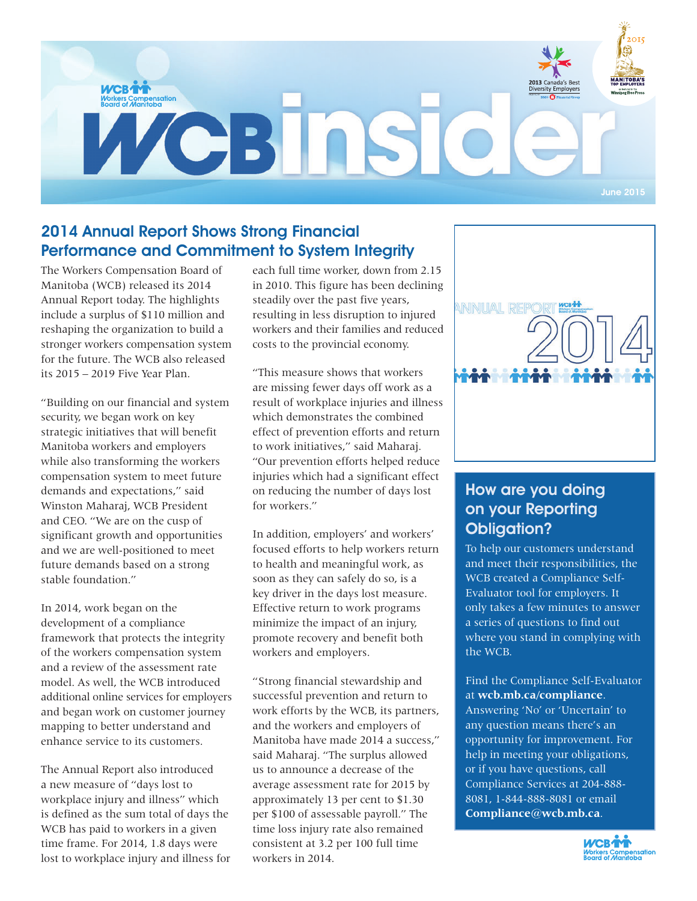# WCB insider

June 2015

## 2014 Annual Report Shows Strong Financial Performance and Commitment to System Integrity

The Workers Compensation Board of Manitoba (WCB) released its 2014 Annual Report today. The highlights include a surplus of $110 million and reshaping the organization to build a stronger workers compensation system for the future. The WCB also released its 2015 – 2019 Five Year Plan.

"Building on our financial and system security, we began work on key strategic initiatives that will benefit Manitoba workers and employers while also transforming the workers compensation system to meet future demands and expectations," said Winston Maharaj, WCB President and CEO. "We are on the cusp of significant growth and opportunities and we are well-positioned to meet future demands based on a strong stable foundation."

In 2014, work began on the development of a compliance framework that protects the integrity of the workers compensation system and a review of the assessment rate model. As well, the WCB introduced additional online services for employers and began work on customer journey mapping to better understand and enhance service to its customers.

The Annual Report also introduced a new measure of "days lost to workplace injury and illness" which is defined as the sum total of days the WCB has paid to workers in a given time frame. For 2014, 1.8 days were lost to workplace injury and illness for each full time worker, down from 2.15 in 2010. This figure has been declining steadily over the past five years, resulting in less disruption to injured workers and their families and reduced costs to the provincial economy.

"This measure shows that workers are missing fewer days off work as a result of workplace injuries and illness which demonstrates the combined effect of prevention efforts and return to work initiatives," said Maharaj. "Our prevention efforts helped reduce injuries which had a significant effect on reducing the number of days lost for workers."

In addition, employers' and workers' focused efforts to help workers return to health and meaningful work, as soon as they can safely do so, is a key driver in the days lost measure. Effective return to work programs minimize the impact of an injury, promote recovery and benefit both workers and employers.

"Strong financial stewardship and successful prevention and return to work efforts by the WCB, its partners, and the workers and employers of Manitoba have made 2014 a success," said Maharaj. "The surplus allowed us to announce a decrease of the average assessment rate for 2015 by approximately 13 per cent to $1.30 per $100 of assessable payroll." The time loss injury rate also remained consistent at 3.2 per 100 full time workers in 2014.

## How are you doing on your Reporting Obligation?

To help our customers understand and meet their responsibilities, the WCB created a Compliance Self-Evaluator tool for employers. It only takes a few minutes to answer a series of questions to find out where you stand in complying with the WCB.

Find the Compliance Self-Evaluator at **wcb.mb.ca/compliance**. Answering 'No' or 'Uncertain' to any question means there's an opportunity for improvement. For help in meeting your obligations, or if you have questions, call Compliance Services at 204-888-8081, 1-844-888-8081 or email **Compliance@wcb.mb.ca**.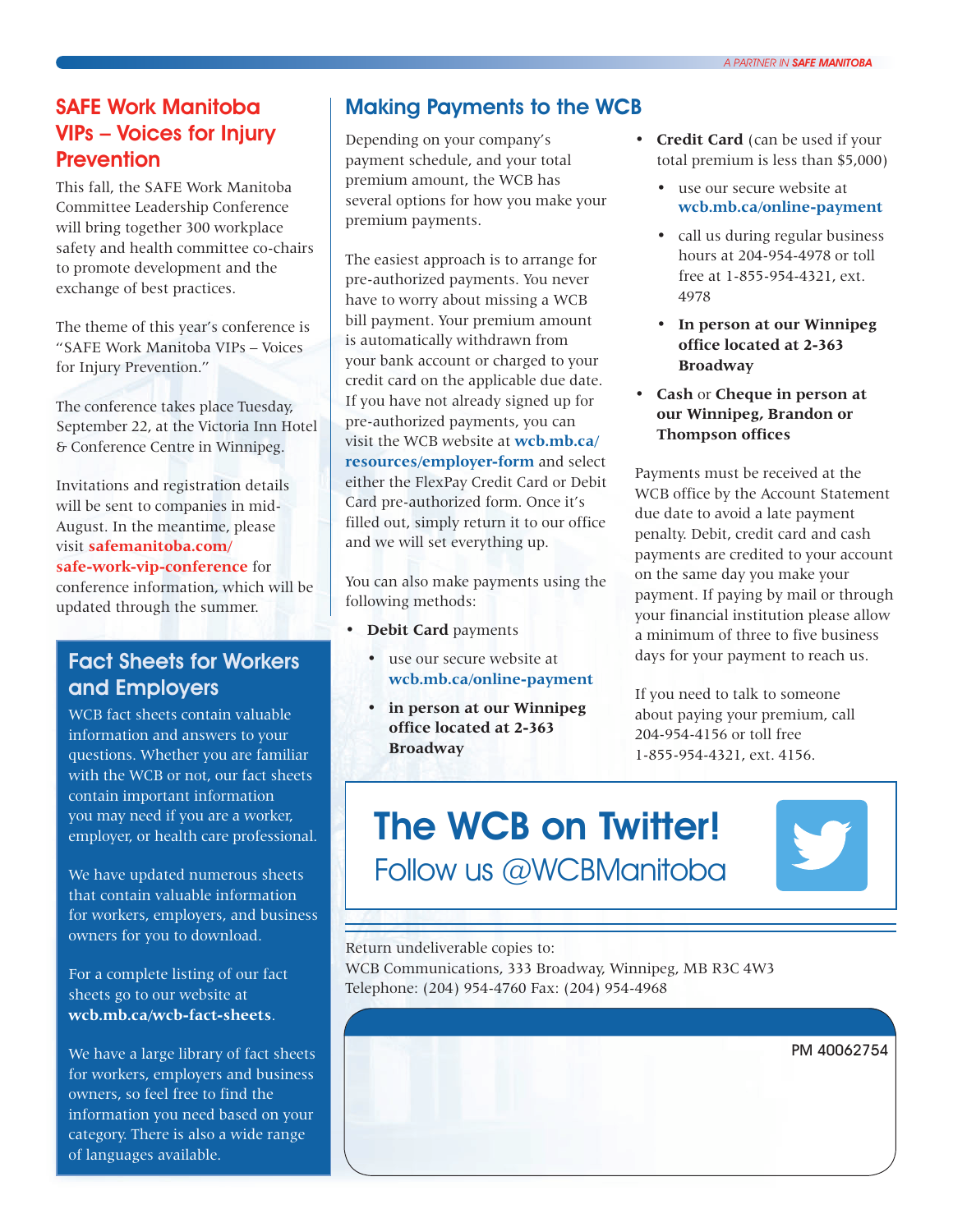## SAFE Work Manitoba VIPs – Voices for Injury Prevention

This fall, the SAFE Work Manitoba Committee Leadership Conference will bring together 300 workplace safety and health committee co-chairs to promote development and the exchange of best practices.

The theme of this year's conference is "SAFE Work Manitoba VIPs – Voices for Injury Prevention."

The conference takes place Tuesday, September 22, at the Victoria Inn Hotel & Conference Centre in Winnipeg.

Invitations and registration details will be sent to companies in mid-August. In the meantime, please visit **safemanitoba.com/safe-work-vip-conference** for conference information, which will be updated through the summer.

## Fact Sheets for Workers and Employers

WCB fact sheets contain valuable information and answers to your questions. Whether you are familiar with the WCB or not, our fact sheets contain important information you may need if you are a worker, employer, or health care professional.

We have updated numerous sheets that contain valuable information for workers, employers, and business owners for you to download.

For a complete listing of our fact sheets go to our website at **wcb.mb.ca/wcb-fact-sheets**.

We have a large library of fact sheets for workers, employers and business owners, so feel free to find the information you need based on your category. There is also a wide range of languages available.

## Making Payments to the WCB

Depending on your company's payment schedule, and your total premium amount, the WCB has several options for how you make your premium payments.

The easiest approach is to arrange for pre-authorized payments. You never have to worry about missing a WCB bill payment. Your premium amount is automatically withdrawn from your bank account or charged to your credit card on the applicable due date. If you have not already signed up for pre-authorized payments, you can visit the WCB website at **wcb.mb.ca/resources/employer-form** and select either the FlexPay Credit Card or Debit Card pre-authorized form. Once it's filled out, simply return it to our office and we will set everything up.

You can also make payments using the following methods:

- **Debit Card** payments
  - use our secure website at **wcb.mb.ca/online-payment**
  - **in person at our Winnipeg office located at 2-363 Broadway**
- **Credit Card** (can be used if your total premium is less than $5,000)
  - use our secure website at **wcb.mb.ca/online-payment**
  - call us during regular business hours at 204-954-4978 or toll free at 1-855-954-4321, ext. 4978
  - **In person at our Winnipeg office located at 2-363 Broadway**
- **Cash** or **Cheque in person at our Winnipeg, Brandon or Thompson offices**

Payments must be received at the WCB office by the Account Statement due date to avoid a late payment penalty. Debit, credit card and cash payments are credited to your account on the same day you make your payment. If paying by mail or through your financial institution please allow a minimum of three to five business days for your payment to reach us.

If you need to talk to someone about paying your premium, call 204-954-4156 or toll free 1-855-954-4321, ext. 4156.

## The WCB on Twitter!

Follow us @WCBManitoba

Return undeliverable copies to:
WCB Communications, 333 Broadway, Winnipeg, MB R3C 4W3
Telephone: (204) 954-4760 Fax: (204) 954-4968

PM 40062754